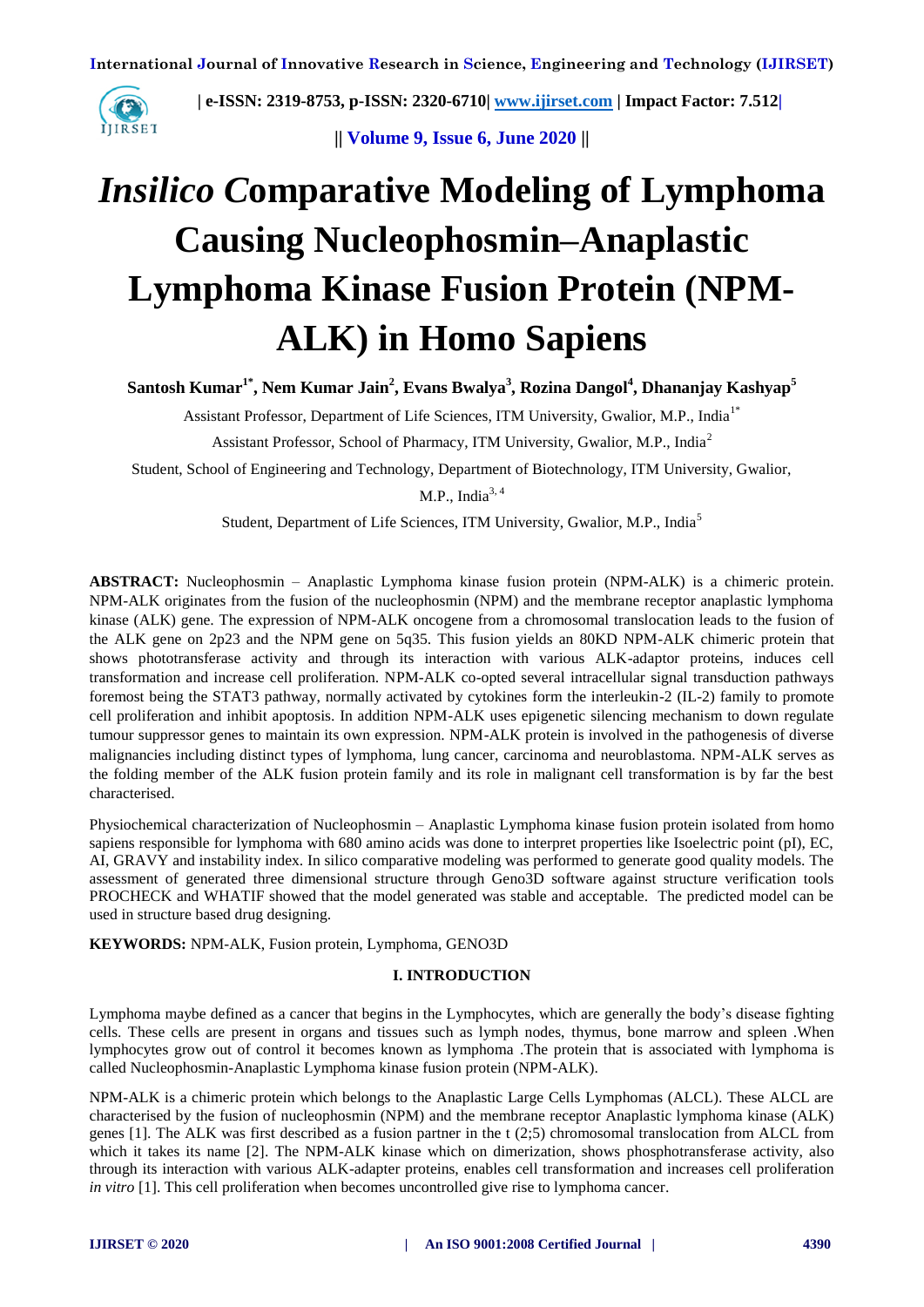# *Insilico C*omparative Modeling of Lymphoma Causing Nucleophosmin–Anaplastic Lymphoma Kinase Fusion Protein (NPM-ALK) in Homo Sapiens

**Santosh Kumar[1*], Nem Kumar Jain[2], Evans Bwalya[3], Rozina Dangol[4], Dhananjay Kashyap[5]**

Assistant Professor, Department of Life Sciences, ITM University, Gwalior, M.P., India[1*]

Assistant Professor, School of Pharmacy, ITM University, Gwalior, M.P., India[2]

Student, School of Engineering and Technology, Department of Biotechnology, ITM University, Gwalior, M.P., India[3, 4]

Student, Department of Life Sciences, ITM University, Gwalior, M.P., India[5]

**ABSTRACT:** Nucleophosmin – Anaplastic Lymphoma kinase fusion protein (NPM-ALK) is a chimeric protein. NPM-ALK originates from the fusion of the nucleophosmin (NPM) and the membrane receptor anaplastic lymphoma kinase (ALK) gene. The expression of NPM-ALK oncogene from a chromosomal translocation leads to the fusion of the ALK gene on 2p23 and the NPM gene on 5q35. This fusion yields an 80KD NPM-ALK chimeric protein that shows phototransferase activity and through its interaction with various ALK-adaptor proteins, induces cell transformation and increase cell proliferation. NPM-ALK co-opted several intracellular signal transduction pathways foremost being the STAT3 pathway, normally activated by cytokines form the interleukin-2 (IL-2) family to promote cell proliferation and inhibit apoptosis. In addition NPM-ALK uses epigenetic silencing mechanism to down regulate tumour suppressor genes to maintain its own expression. NPM-ALK protein is involved in the pathogenesis of diverse malignancies including distinct types of lymphoma, lung cancer, carcinoma and neuroblastoma. NPM-ALK serves as the folding member of the ALK fusion protein family and its role in malignant cell transformation is by far the best characterised.

Physiochemical characterization of Nucleophosmin – Anaplastic Lymphoma kinase fusion protein isolated from homo sapiens responsible for lymphoma with 680 amino acids was done to interpret properties like Isoelectric point (pI), EC, AI, GRAVY and instability index. In silico comparative modeling was performed to generate good quality models. The assessment of generated three dimensional structure through Geno3D software against structure verification tools PROCHECK and WHATIF showed that the model generated was stable and acceptable. The predicted model can be used in structure based drug designing.

**KEYWORDS:** NPM-ALK, Fusion protein, Lymphoma, GENO3D

## I. INTRODUCTION

Lymphoma maybe defined as a cancer that begins in the Lymphocytes, which are generally the body's disease fighting cells. These cells are present in organs and tissues such as lymph nodes, thymus, bone marrow and spleen .When lymphocytes grow out of control it becomes known as lymphoma .The protein that is associated with lymphoma is called Nucleophosmin-Anaplastic Lymphoma kinase fusion protein (NPM-ALK).

NPM-ALK is a chimeric protein which belongs to the Anaplastic Large Cells Lymphomas (ALCL). These ALCL are characterised by the fusion of nucleophosmin (NPM) and the membrane receptor Anaplastic lymphoma kinase (ALK) genes [1]. The ALK was first described as a fusion partner in the t (2;5) chromosomal translocation from ALCL from which it takes its name [2]. The NPM-ALK kinase which on dimerization, shows phosphotransferase activity, also through its interaction with various ALK-adapter proteins, enables cell transformation and increases cell proliferation *in vitro* [1]. This cell proliferation when becomes uncontrolled give rise to lymphoma cancer.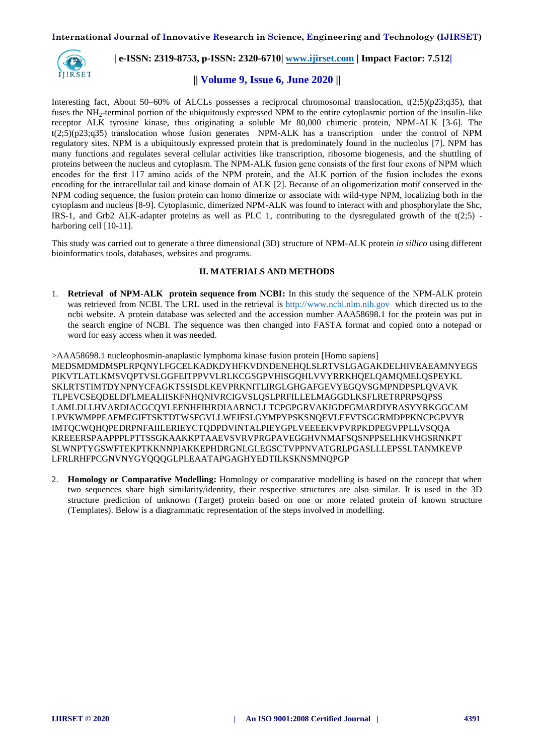Interesting fact, About 50–60% of ALCLs possesses a reciprocal chromosomal translocation, t(2;5)(p23;q35), that fuses the $NH_2$-terminal portion of the ubiquitously expressed NPM to the entire cytoplasmic portion of the insulin-like receptor ALK tyrosine kinase, thus originating a soluble Mr 80,000 chimeric protein, NPM-ALK [3-6]. The t(2;5)(p23;q35) translocation whose fusion generates NPM-ALK has a transcription under the control of NPM regulatory sites. NPM is a ubiquitously expressed protein that is predominately found in the nucleolus [7]. NPM has many functions and regulates several cellular activities like transcription, ribosome biogenesis, and the shuttling of proteins between the nucleus and cytoplasm. The NPM-ALK fusion gene consists of the first four exons of NPM which encodes for the first 117 amino acids of the NPM protein, and the ALK portion of the fusion includes the exons encoding for the intracellular tail and kinase domain of ALK [2]. Because of an oligomerization motif conserved in the NPM coding sequence, the fusion protein can homo dimerize or associate with wild-type NPM, localizing both in the cytoplasm and nucleus [8-9]. Cytoplasmic, dimerized NPM-ALK was found to interact with and phosphorylate the Shc, IRS-1, and Grb2 ALK-adapter proteins as well as PLC 1, contributing to the dysregulated growth of the t(2;5) -harboring cell [10-11].

This study was carried out to generate a three dimensional (3D) structure of NPM-ALK protein *in sillico* using different bioinformatics tools, databases, websites and programs.

## II. MATERIALS AND METHODS

1. **Retrieval of NPM-ALK protein sequence from NCBI:** In this study the sequence of the NPM-ALK protein was retrieved from NCBI. The URL used in the retrieval is http://www.ncbi.nlm.nih.gov which directed us to the ncbi website. A protein database was selected and the accession number AAA58698.1 for the protein was put in the search engine of NCBI. The sequence was then changed into FASTA format and copied onto a notepad or word for easy access when it was needed.

```
>AAA58698.1 nucleophosmin-anaplastic lymphoma kinase fusion protein [Homo sapiens]
MEDSMDMDMSPLRPQNYLFGCELKADKDYHFKVDNDENEHQLSLRTVSLGAGAKDELHIVEAEAMNYEGS
PIKVTLATLKMSVQPTVSLGGFEITPPVVLRLKCGSGPVHISGQHLVVYRRKHQELQAMQMELQSPEYKL
SKLRTSTIMTDYNPNYCFAGKTSSISDLKEVPRKNITLIRGLGHGAFGEVYEGQVSGMPNDPSPLQVAVK
TLPEVCSEQDELDFLMEALIISKFNHQNIVRCIGVSLQSLPRFILLELMAGGDLKSFLRETRPRPSQPSS
LAMLDLLHVARDIACGCQYLEENHFIHRDIAARNCLLTCPGPGRVAKIGDFGMARDIYRASYYRKGGCAM
LPVKWMPPEAFMEGIFTSKTDTWSFGVLLWEIFSLGYMPYPSKSNQEVLEFVTSGGRMDPPKNCPGPVYR
IMTQCWQHQPEDRPNFAIILERIEYCTQDPDVINTALPIEYGPLVEEEEKVPVRPKDPEGVPPLLVSQQA
KREEERSPAAPPPLPTTSSGKAAKKPTAAEVSVRVPRGPAVEGGHVNMAFSQSNPPSELHKVHGSRNKPT
SLWNPTYGSWFTEKPTKKNNPIAKKEPHDRGNLGLEGSCTVPPNVATGRLPGASLLLEPSSLTANMKEVP
LFRLRHFPCGNVNYGYQQQGLPLEAATAPGAGHYEDTILKSKNSMNQPGP
```

2. **Homology or Comparative Modelling:** Homology or comparative modelling is based on the concept that when two sequences share high similarity/identity, their respective structures are also similar. It is used in the 3D structure prediction of unknown (Target) protein based on one or more related protein of known structure (Templates). Below is a diagrammatic representation of the steps involved in modelling.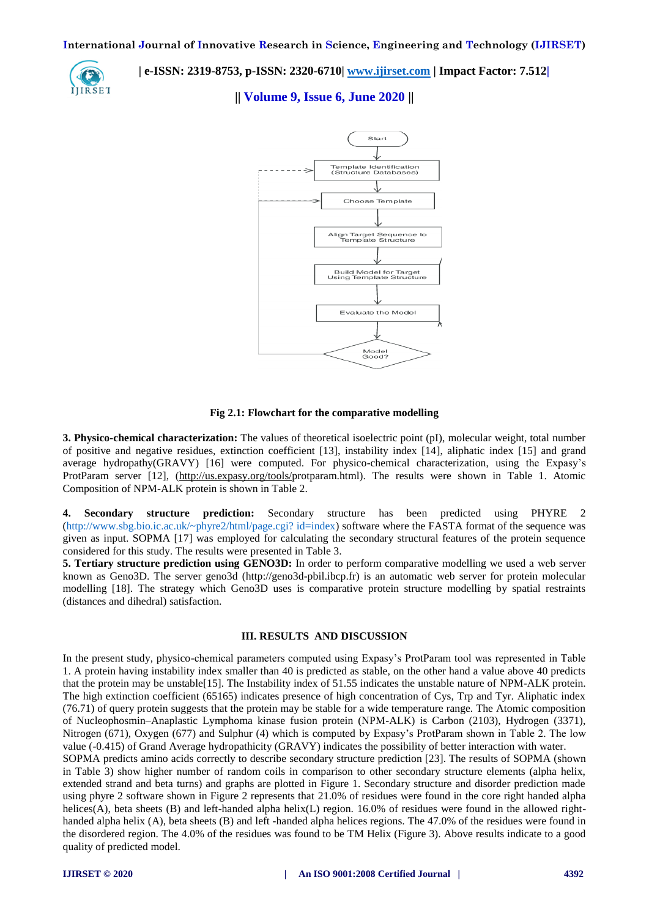Fig 2.1: Flowchart for the comparative modelling

**3. Physico-chemical characterization:** The values of theoretical isoelectric point (pI), molecular weight, total number of positive and negative residues, extinction coefficient [13], instability index [14], aliphatic index [15] and grand average hydropathy(GRAVY) [16] were computed. For physico-chemical characterization, using the Expasy's ProtParam server [12], (http://us.expasy.org/tools/protparam.html). The results were shown in Table 1. Atomic Composition of NPM-ALK protein is shown in Table 2.

**4. Secondary structure prediction:** Secondary structure has been predicted using PHYRE 2 (http://www.sbg.bio.ic.ac.uk/~phyre2/html/page.cgi? id=index) software where the FASTA format of the sequence was given as input. SOPMA [17] was employed for calculating the secondary structural features of the protein sequence considered for this study. The results were presented in Table 3.

**5. Tertiary structure prediction using GENO3D:** In order to perform comparative modelling we used a web server known as Geno3D. The server geno3d (http://geno3d-pbil.ibcp.fr) is an automatic web server for protein molecular modelling [18]. The strategy which Geno3D uses is comparative protein structure modelling by spatial restraints (distances and dihedral) satisfaction.

## III. RESULTS AND DISCUSSION

In the present study, physico-chemical parameters computed using Expasy's ProtParam tool was represented in Table 1. A protein having instability index smaller than 40 is predicted as stable, on the other hand a value above 40 predicts that the protein may be unstable[15]. The Instability index of 51.55 indicates the unstable nature of NPM-ALK protein. The high extinction coefficient (65165) indicates presence of high concentration of Cys, Trp and Tyr. Aliphatic index (76.71) of query protein suggests that the protein may be stable for a wide temperature range. The Atomic composition of Nucleophosmin–Anaplastic Lymphoma kinase fusion protein (NPM-ALK) is Carbon (2103), Hydrogen (3371), Nitrogen (671), Oxygen (677) and Sulphur (4) which is computed by Expasy's ProtParam shown in Table 2. The low value (-0.415) of Grand Average hydropathicity (GRAVY) indicates the possibility of better interaction with water.
SOPMA predicts amino acids correctly to describe secondary structure prediction [23]. The results of SOPMA (shown in Table 3) show higher number of random coils in comparison to other secondary structure elements (alpha helix, extended strand and beta turns) and graphs are plotted in Figure 1. Secondary structure and disorder prediction made using phyre 2 software shown in Figure 2 represents that 21.0% of residues were found in the core right handed alpha helices(A), beta sheets (B) and left-handed alpha helix(L) region. 16.0% of residues were found in the allowed right-handed alpha helix (A), beta sheets (B) and left -handed alpha helices regions. The 47.0% of the residues were found in the disordered region. The 4.0% of the residues was found to be TM Helix (Figure 3). Above results indicate to a good quality of predicted model.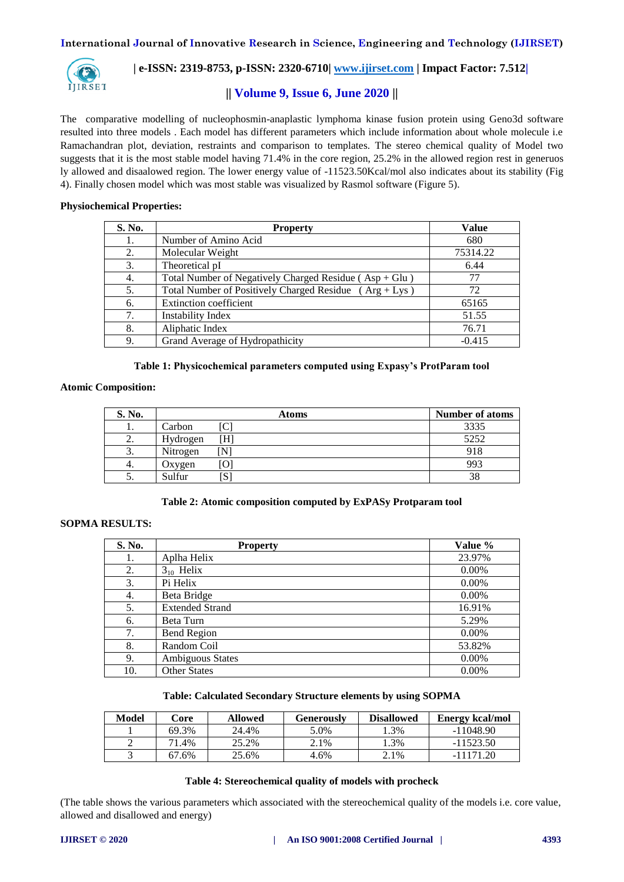The comparative modelling of nucleophosmin-anaplastic lymphoma kinase fusion protein using Geno3d software resulted into three models . Each model has different parameters which include information about whole molecule i.e Ramachandran plot, deviation, restraints and comparison to templates. The stereo chemical quality of Model two suggests that it is the most stable model having 71.4% in the core region, 25.2% in the allowed region rest in generuos ly allowed and disaalowed region. The lower energy value of -11523.50Kcal/mol also indicates about its stability (Fig 4). Finally chosen model which was most stable was visualized by Rasmol software (Figure 5).

**Physiochemical Properties:**

| S. No. | Property | Value |
|---|---|---|
| 1. | Number of Amino Acid | 680 |
| 2. | Molecular Weight | 75314.22 |
| 3. | Theoretical pI | 6.44 |
| 4. | Total Number of Negatively Charged Residue ( Asp + Glu ) | 77 |
| 5. | Total Number of Positively Charged Residue ( Arg + Lys ) | 72 |
| 6. | Extinction coefficient | 65165 |
| 7. | Instability Index | 51.55 |
| 8. | Aliphatic Index | 76.71 |
| 9. | Grand Average of Hydropathicity | -0.415 |

**Table 1: Physicochemical parameters computed using Expasy's ProtParam tool**

**Atomic Composition:**

| S. No. | Atoms | Number of atoms |
|---|---|---|
| 1. | Carbon [C] | 3335 |
| 2. | Hydrogen [H] | 5252 |
| 3. | Nitrogen [N] | 918 |
| 4. | Oxygen [O] | 993 |
| 5. | Sulfur [S] | 38 |

**Table 2: Atomic composition computed by ExPASy Protparam tool**

**SOPMA RESULTS:**

| S. No. | Property | Value % |
|---|---|---|
| 1. | Aplha Helix | 23.97% |
| 2. | $3_{10}$ Helix | 0.00% |
| 3. | Pi Helix | 0.00% |
| 4. | Beta Bridge | 0.00% |
| 5. | Extended Strand | 16.91% |
| 6. | Beta Turn | 5.29% |
| 7. | Bend Region | 0.00% |
| 8. | Random Coil | 53.82% |
| 9. | Ambiguous States | 0.00% |
| 10. | Other States | 0.00% |

**Table: Calculated Secondary Structure elements by using SOPMA**

| Model | Core | Allowed | Generously | Disallowed | Energy kcal/mol |
|---|---|---|---|---|---|
| 1 | 69.3% | 24.4% | 5.0% | 1.3% | -11048.90 |
| 2 | 71.4% | 25.2% | 2.1% | 1.3% | -11523.50 |
| 3 | 67.6% | 25.6% | 4.6% | 2.1% | -11171.20 |

**Table 4: Stereochemical quality of models with procheck**

(The table shows the various parameters which associated with the stereochemical quality of the models i.e. core value, allowed and disallowed and energy)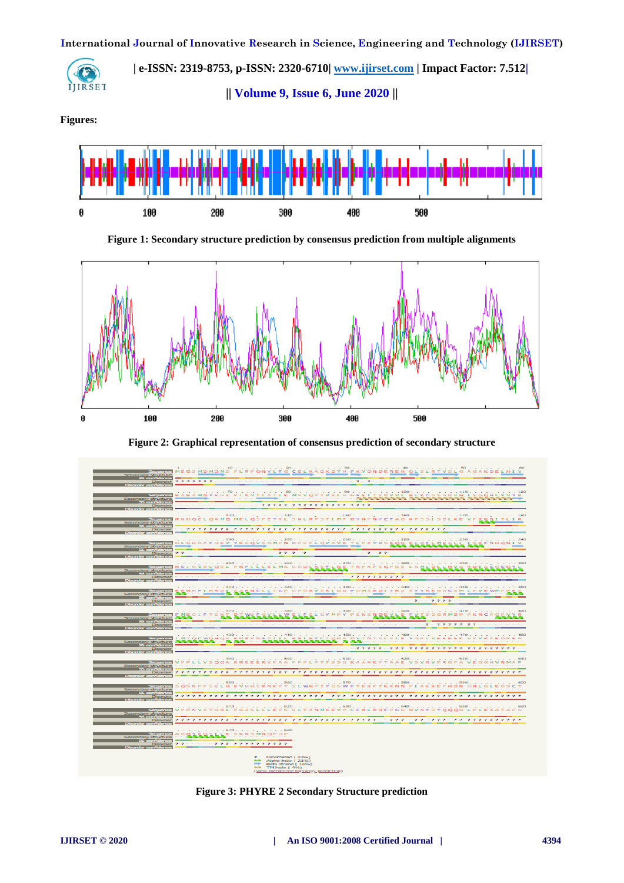**Figures:**

Figure 1: Secondary structure prediction by consensus prediction from multiple alignments

Figure 2: Graphical representation of consensus prediction of secondary structure

Figure 3: PHYRE 2 Secondary Structure prediction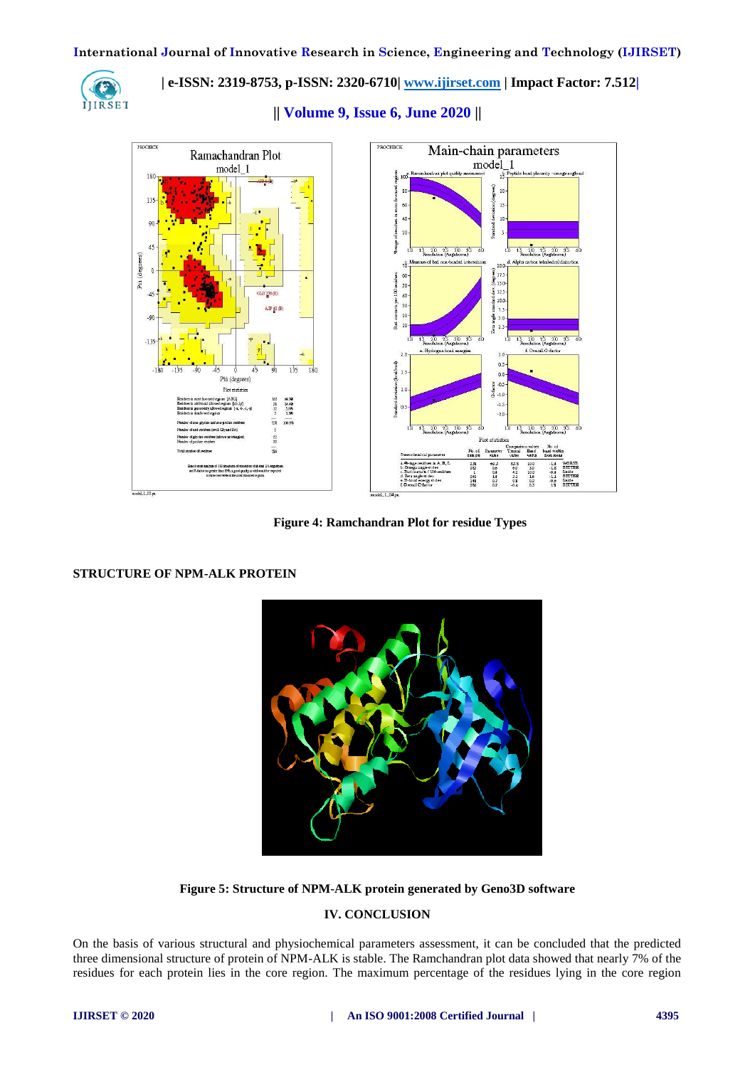Figure 4: Ramchandran Plot for residue Types

**STRUCTURE OF NPM-ALK PROTEIN**

**Figure 5: Structure of NPM-ALK protein generated by Geno3D software**

## IV. CONCLUSION

On the basis of various structural and physiochemical parameters assessment, it can be concluded that the predicted three dimensional structure of protein of NPM-ALK is stable. The Ramchandran plot data showed that nearly 7% of the residues for each protein lies in the core region. The maximum percentage of the residues lying in the core region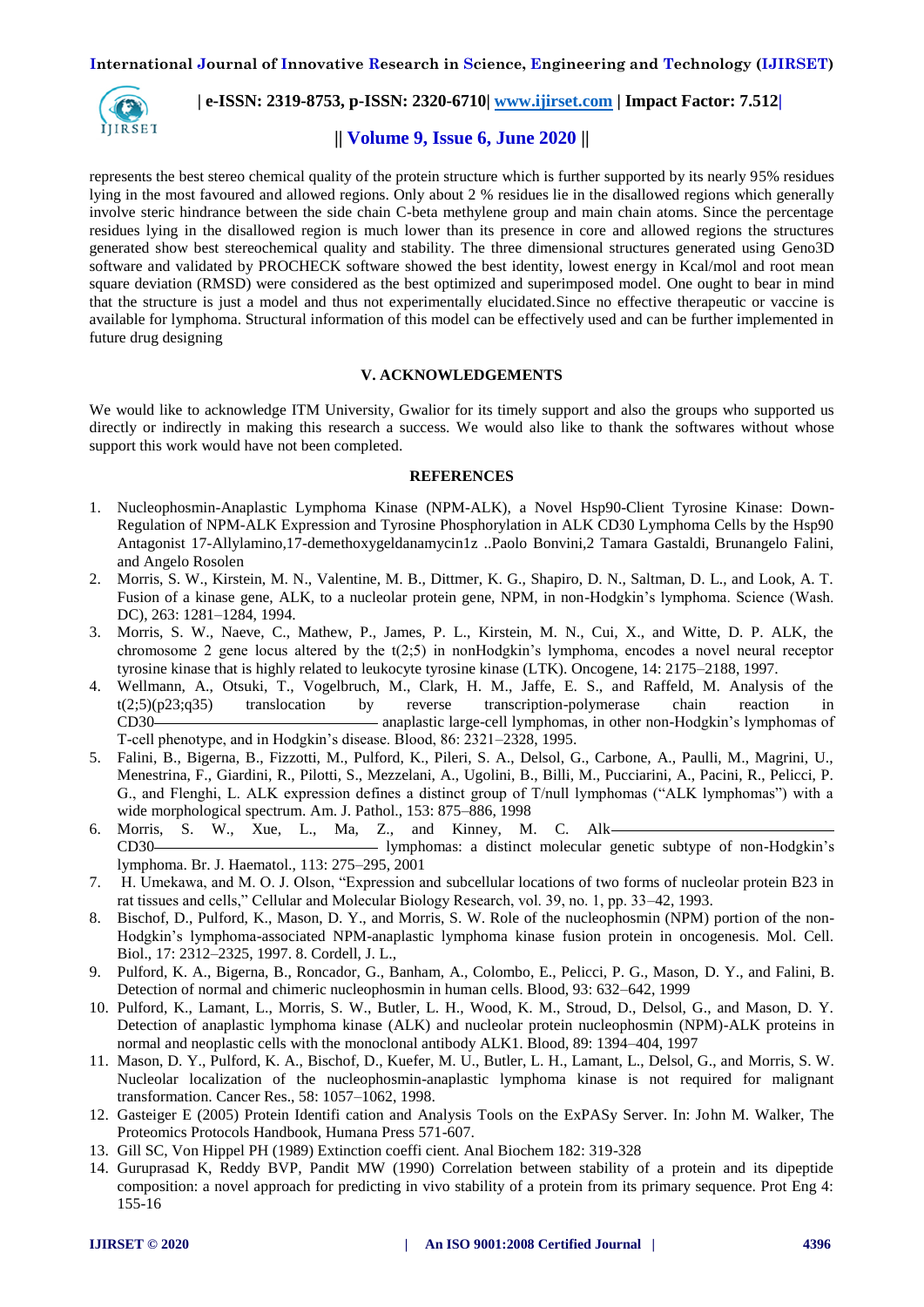represents the best stereo chemical quality of the protein structure which is further supported by its nearly 95% residues lying in the most favoured and allowed regions. Only about 2 % residues lie in the disallowed regions which generally involve steric hindrance between the side chain C-beta methylene group and main chain atoms. Since the percentage residues lying in the disallowed region is much lower than its presence in core and allowed regions the structures generated show best stereochemical quality and stability. The three dimensional structures generated using Geno3D software and validated by PROCHECK software showed the best identity, lowest energy in Kcal/mol and root mean square deviation (RMSD) were considered as the best optimized and superimposed model. One ought to bear in mind that the structure is just a model and thus not experimentally elucidated.Since no effective therapeutic or vaccine is available for lymphoma. Structural information of this model can be effectively used and can be further implemented in future drug designing

## V. ACKNOWLEDGEMENTS

We would like to acknowledge ITM University, Gwalior for its timely support and also the groups who supported us directly or indirectly in making this research a success. We would also like to thank the softwares without whose support this work would have not been completed.

## REFERENCES

1. Nucleophosmin-Anaplastic Lymphoma Kinase (NPM-ALK), a Novel Hsp90-Client Tyrosine Kinase: Down-Regulation of NPM-ALK Expression and Tyrosine Phosphorylation in ALK CD30 Lymphoma Cells by the Hsp90 Antagonist 17-Allylamino,17-demethoxygeldanamycin1z ..Paolo Bonvini,2 Tamara Gastaldi, Brunangelo Falini, and Angelo Rosolen
2. Morris, S. W., Kirstein, M. N., Valentine, M. B., Dittmer, K. G., Shapiro, D. N., Saltman, D. L., and Look, A. T. Fusion of a kinase gene, ALK, to a nucleolar protein gene, NPM, in non-Hodgkin's lymphoma. Science (Wash. DC), 263: 1281–1284, 1994.
3. Morris, S. W., Naeve, C., Mathew, P., James, P. L., Kirstein, M. N., Cui, X., and Witte, D. P. ALK, the chromosome 2 gene locus altered by the t(2;5) in nonHodgkin's lymphoma, encodes a novel neural receptor tyrosine kinase that is highly related to leukocyte tyrosine kinase (LTK). Oncogene, 14: 2175–2188, 1997.
4. Wellmann, A., Otsuki, T., Vogelbruch, M., Clark, H. M., Jaffe, E. S., and Raffeld, M. Analysis of the t(2;5)(p23;q35) translocation by reverse transcription-polymerase chain reaction in CD30——————————— anaplastic large-cell lymphomas, in other non-Hodgkin's lymphomas of T-cell phenotype, and in Hodgkin's disease. Blood, 86: 2321–2328, 1995.
5. Falini, B., Bigerna, B., Fizzotti, M., Pulford, K., Pileri, S. A., Delsol, G., Carbone, A., Paulli, M., Magrini, U., Menestrina, F., Giardini, R., Pilotti, S., Mezzelani, A., Ugolini, B., Billi, M., Pucciarini, A., Pacini, R., Pelicci, P. G., and Flenghi, L. ALK expression defines a distinct group of T/null lymphomas ("ALK lymphomas") with a wide morphological spectrum. Am. J. Pathol., 153: 875–886, 1998
6. Morris, S. W., Xue, L., Ma, Z., and Kinney, M. C. Alk——————————— CD30——————————— lymphomas: a distinct molecular genetic subtype of non-Hodgkin's lymphoma. Br. J. Haematol., 113: 275–295, 2001
7. H. Umekawa, and M. O. J. Olson, "Expression and subcellular locations of two forms of nucleolar protein B23 in rat tissues and cells," Cellular and Molecular Biology Research, vol. 39, no. 1, pp. 33–42, 1993.
8. Bischof, D., Pulford, K., Mason, D. Y., and Morris, S. W. Role of the nucleophosmin (NPM) portion of the non-Hodgkin's lymphoma-associated NPM-anaplastic lymphoma kinase fusion protein in oncogenesis. Mol. Cell. Biol., 17: 2312–2325, 1997. 8. Cordell, J. L.,
9. Pulford, K. A., Bigerna, B., Roncador, G., Banham, A., Colombo, E., Pelicci, P. G., Mason, D. Y., and Falini, B. Detection of normal and chimeric nucleophosmin in human cells. Blood, 93: 632–642, 1999
10. Pulford, K., Lamant, L., Morris, S. W., Butler, L. H., Wood, K. M., Stroud, D., Delsol, G., and Mason, D. Y. Detection of anaplastic lymphoma kinase (ALK) and nucleolar protein nucleophosmin (NPM)-ALK proteins in normal and neoplastic cells with the monoclonal antibody ALK1. Blood, 89: 1394–404, 1997
11. Mason, D. Y., Pulford, K. A., Bischof, D., Kuefer, M. U., Butler, L. H., Lamant, L., Delsol, G., and Morris, S. W. Nucleolar localization of the nucleophosmin-anaplastic lymphoma kinase is not required for malignant transformation. Cancer Res., 58: 1057–1062, 1998.
12. Gasteiger E (2005) Protein Identifi cation and Analysis Tools on the ExPASy Server. In: John M. Walker, The Proteomics Protocols Handbook, Humana Press 571-607.
13. Gill SC, Von Hippel PH (1989) Extinction coeffi cient. Anal Biochem 182: 319-328
14. Guruprasad K, Reddy BVP, Pandit MW (1990) Correlation between stability of a protein and its dipeptide composition: a novel approach for predicting in vivo stability of a protein from its primary sequence. Prot Eng 4: 155-16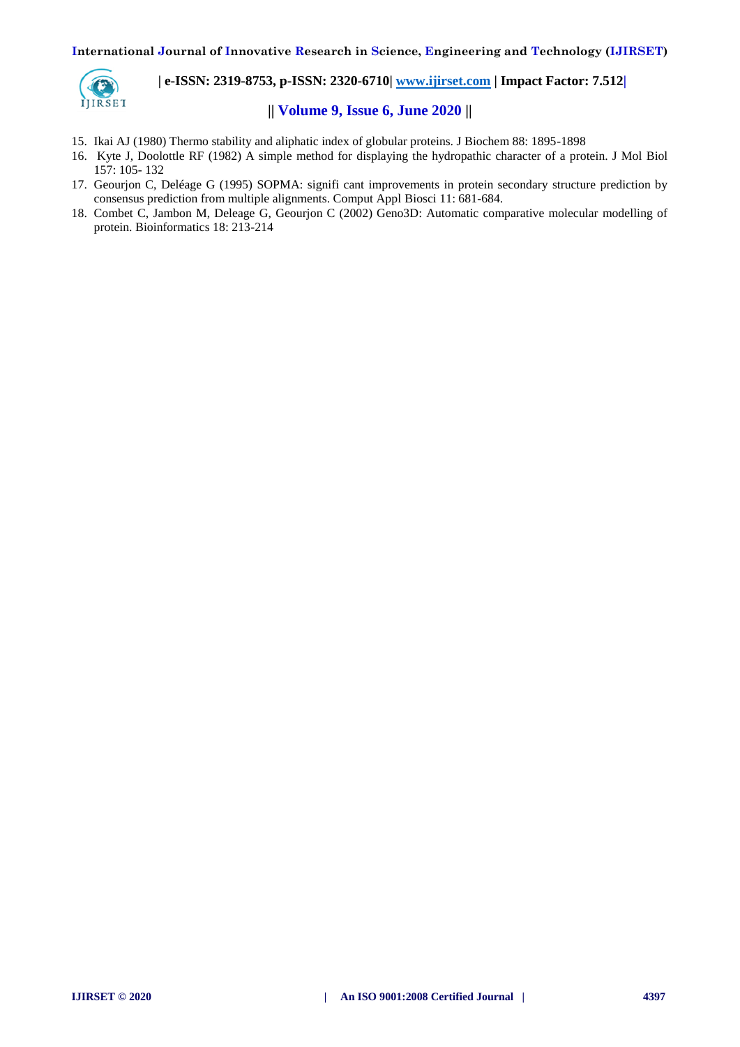15. Ikai AJ (1980) Thermo stability and aliphatic index of globular proteins. J Biochem 88: 1895-1898
16. Kyte J, Doolottle RF (1982) A simple method for displaying the hydropathic character of a protein. J Mol Biol 157: 105- 132
17. Geourjon C, Deléage G (1995) SOPMA: signifi cant improvements in protein secondary structure prediction by consensus prediction from multiple alignments. Comput Appl Biosci 11: 681-684.
18. Combet C, Jambon M, Deleage G, Geourjon C (2002) Geno3D: Automatic comparative molecular modelling of protein. Bioinformatics 18: 213-214